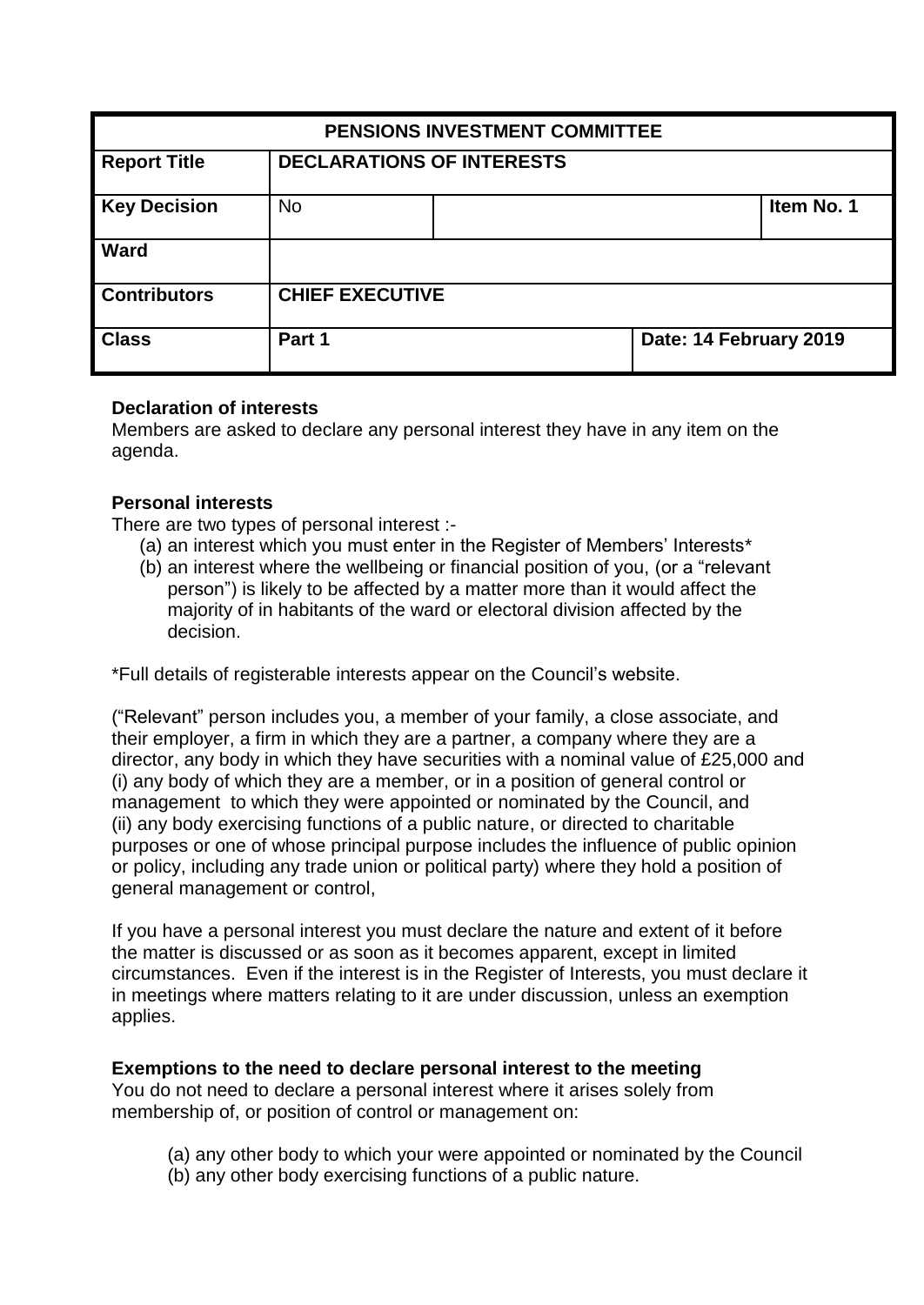| PENSIONS INVESTMENT COMMITTEE | | | |
|---|---|---|---|
| **Report Title** | **DECLARATIONS OF INTERESTS** | | |
| **Key Decision** | No | | **Item No. 1** |
| **Ward** | | | |
| **Contributors** | **CHIEF EXECUTIVE** | | |
| **Class** | **Part 1** | | **Date: 14 February 2019** |

**Declaration of interests**

Members are asked to declare any personal interest they have in any item on the agenda.

**Personal interests**

There are two types of personal interest :-

(a) an interest which you must enter in the Register of Members' Interests*
(b) an interest where the wellbeing or financial position of you, (or a "relevant person") is likely to be affected by a matter more than it would affect the majority of in habitants of the ward or electoral division affected by the decision.

*Full details of registerable interests appear on the Council's website.

("Relevant" person includes you, a member of your family, a close associate, and their employer, a firm in which they are a partner, a company where they are a director, any body in which they have securities with a nominal value of £25,000 and (i) any body of which they are a member, or in a position of general control or management to which they were appointed or nominated by the Council, and (ii) any body exercising functions of a public nature, or directed to charitable purposes or one of whose principal purpose includes the influence of public opinion or policy, including any trade union or political party) where they hold a position of general management or control,

If you have a personal interest you must declare the nature and extent of it before the matter is discussed or as soon as it becomes apparent, except in limited circumstances. Even if the interest is in the Register of Interests, you must declare it in meetings where matters relating to it are under discussion, unless an exemption applies.

**Exemptions to the need to declare personal interest to the meeting**

You do not need to declare a personal interest where it arises solely from membership of, or position of control or management on:

(a) any other body to which your were appointed or nominated by the Council
(b) any other body exercising functions of a public nature.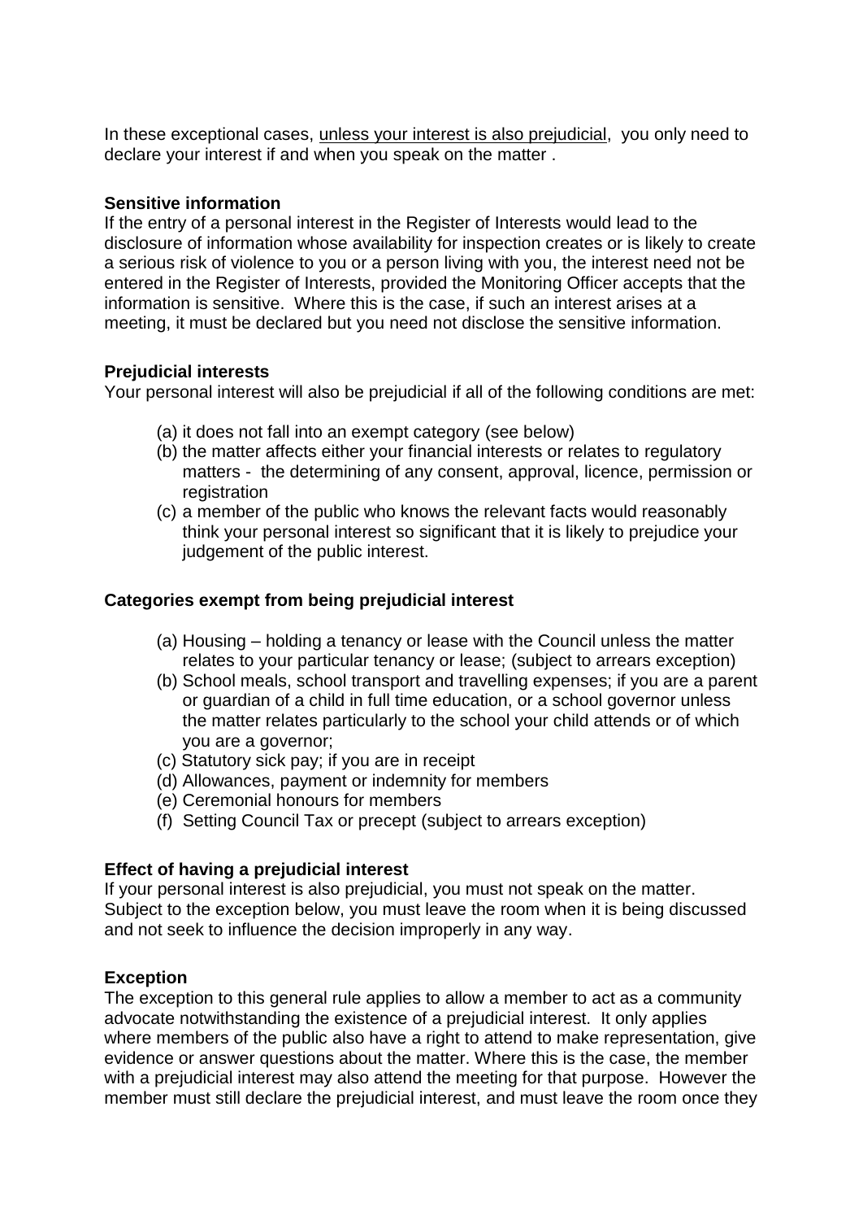In these exceptional cases, <u>unless your interest is also prejudicial</u>, you only need to declare your interest if and when you speak on the matter .

**Sensitive information**
If the entry of a personal interest in the Register of Interests would lead to the disclosure of information whose availability for inspection creates or is likely to create a serious risk of violence to you or a person living with you, the interest need not be entered in the Register of Interests, provided the Monitoring Officer accepts that the information is sensitive. Where this is the case, if such an interest arises at a meeting, it must be declared but you need not disclose the sensitive information.

**Prejudicial interests**
Your personal interest will also be prejudicial if all of the following conditions are met:

(a) it does not fall into an exempt category (see below)
(b) the matter affects either your financial interests or relates to regulatory matters - the determining of any consent, approval, licence, permission or registration
(c) a member of the public who knows the relevant facts would reasonably think your personal interest so significant that it is likely to prejudice your judgement of the public interest.

**Categories exempt from being prejudicial interest**

(a) Housing – holding a tenancy or lease with the Council unless the matter relates to your particular tenancy or lease; (subject to arrears exception)
(b) School meals, school transport and travelling expenses; if you are a parent or guardian of a child in full time education, or a school governor unless the matter relates particularly to the school your child attends or of which you are a governor;
(c) Statutory sick pay; if you are in receipt
(d) Allowances, payment or indemnity for members
(e) Ceremonial honours for members
(f) Setting Council Tax or precept (subject to arrears exception)

**Effect of having a prejudicial interest**
If your personal interest is also prejudicial, you must not speak on the matter. Subject to the exception below, you must leave the room when it is being discussed and not seek to influence the decision improperly in any way.

**Exception**
The exception to this general rule applies to allow a member to act as a community advocate notwithstanding the existence of a prejudicial interest. It only applies where members of the public also have a right to attend to make representation, give evidence or answer questions about the matter. Where this is the case, the member with a prejudicial interest may also attend the meeting for that purpose. However the member must still declare the prejudicial interest, and must leave the room once they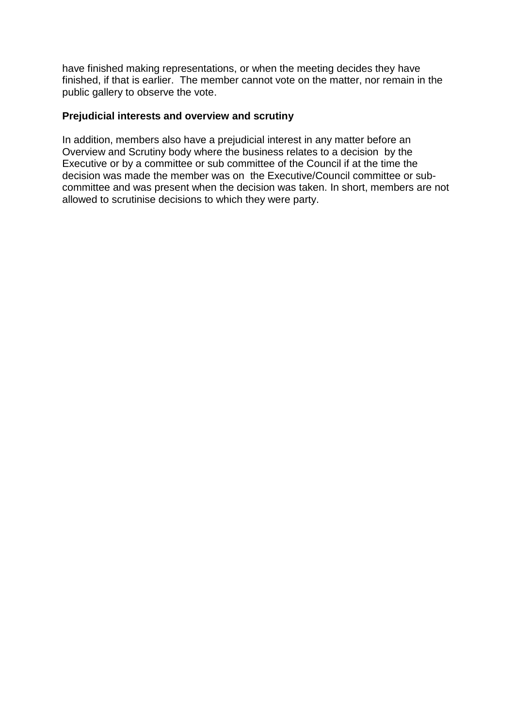have finished making representations, or when the meeting decides they have finished, if that is earlier. The member cannot vote on the matter, nor remain in the public gallery to observe the vote.

**Prejudicial interests and overview and scrutiny**

In addition, members also have a prejudicial interest in any matter before an Overview and Scrutiny body where the business relates to a decision by the Executive or by a committee or sub committee of the Council if at the time the decision was made the member was on the Executive/Council committee or sub-committee and was present when the decision was taken. In short, members are not allowed to scrutinise decisions to which they were party.